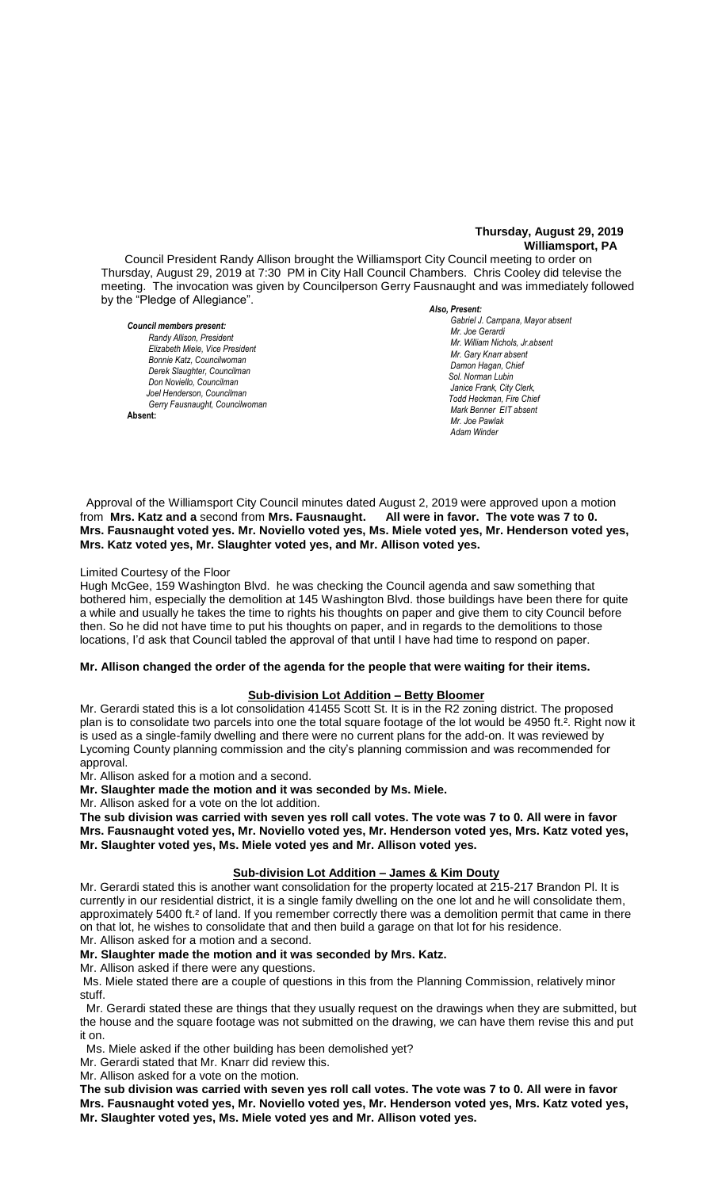**Thursday, August 29, 2019**
**Williamsport, PA**

Council President Randy Allison brought the Williamsport City Council meeting to order on Thursday, August 29, 2019 at 7:30 PM in City Hall Council Chambers. Chris Cooley did televise the meeting. The invocation was given by Councilperson Gerry Fausnaught and was immediately followed by the "Pledge of Allegiance".

***Council members present:***
*Randy Allison, President*
*Elizabeth Miele, Vice President*
*Bonnie Katz, Councilwoman*
*Derek Slaughter, Councilman*
*Don Noviello, Councilman*
*Joel Henderson, Councilman*
*Gerry Fausnaught, Councilwoman*
**Absent:**

***Also, Present:***
*Gabriel J. Campana, Mayor absent*
*Mr. Joe Gerardi*
*Mr. William Nichols, Jr.absent*
*Mr. Gary Knarr absent*
*Damon Hagan, Chief*
*Sol. Norman Lubin*
*Janice Frank, City Clerk,*
*Todd Heckman, Fire Chief*
*Mark Benner EIT absent*
*Mr. Joe Pawlak*
*Adam Winder*

Approval of the Williamsport City Council minutes dated August 2, 2019 were approved upon a motion from **Mrs. Katz and a** second from **Mrs. Fausnaught. All were in favor. The vote was 7 to 0. Mrs. Fausnaught voted yes. Mr. Noviello voted yes, Ms. Miele voted yes, Mr. Henderson voted yes, Mrs. Katz voted yes, Mr. Slaughter voted yes, and Mr. Allison voted yes.**

Limited Courtesy of the Floor

Hugh McGee, 159 Washington Blvd. he was checking the Council agenda and saw something that bothered him, especially the demolition at 145 Washington Blvd. those buildings have been there for quite a while and usually he takes the time to rights his thoughts on paper and give them to city Council before then. So he did not have time to put his thoughts on paper, and in regards to the demolitions to those locations, I'd ask that Council tabled the approval of that until I have had time to respond on paper.

**Mr. Allison changed the order of the agenda for the people that were waiting for their items.**

## Sub-division Lot Addition – Betty Bloomer

Mr. Gerardi stated this is a lot consolidation 41455 Scott St. It is in the R2 zoning district. The proposed plan is to consolidate two parcels into one the total square footage of the lot would be 4950 ft.². Right now it is used as a single-family dwelling and there were no current plans for the add-on. It was reviewed by Lycoming County planning commission and the city's planning commission and was recommended for approval.

Mr. Allison asked for a motion and a second.

**Mr. Slaughter made the motion and it was seconded by Ms. Miele.**

Mr. Allison asked for a vote on the lot addition.

**The sub division was carried with seven yes roll call votes. The vote was 7 to 0. All were in favor Mrs. Fausnaught voted yes, Mr. Noviello voted yes, Mr. Henderson voted yes, Mrs. Katz voted yes, Mr. Slaughter voted yes, Ms. Miele voted yes and Mr. Allison voted yes.**

## Sub-division Lot Addition – James & Kim Douty

Mr. Gerardi stated this is another want consolidation for the property located at 215-217 Brandon Pl. It is currently in our residential district, it is a single family dwelling on the one lot and he will consolidate them, approximately 5400 ft.² of land. If you remember correctly there was a demolition permit that came in there on that lot, he wishes to consolidate that and then build a garage on that lot for his residence.

Mr. Allison asked for a motion and a second.

**Mr. Slaughter made the motion and it was seconded by Mrs. Katz.**

Mr. Allison asked if there were any questions.

Ms. Miele stated there are a couple of questions in this from the Planning Commission, relatively minor stuff.

Mr. Gerardi stated these are things that they usually request on the drawings when they are submitted, but the house and the square footage was not submitted on the drawing, we can have them revise this and put it on.

Ms. Miele asked if the other building has been demolished yet?

Mr. Gerardi stated that Mr. Knarr did review this.

Mr. Allison asked for a vote on the motion.

**The sub division was carried with seven yes roll call votes. The vote was 7 to 0. All were in favor Mrs. Fausnaught voted yes, Mr. Noviello voted yes, Mr. Henderson voted yes, Mrs. Katz voted yes, Mr. Slaughter voted yes, Ms. Miele voted yes and Mr. Allison voted yes.**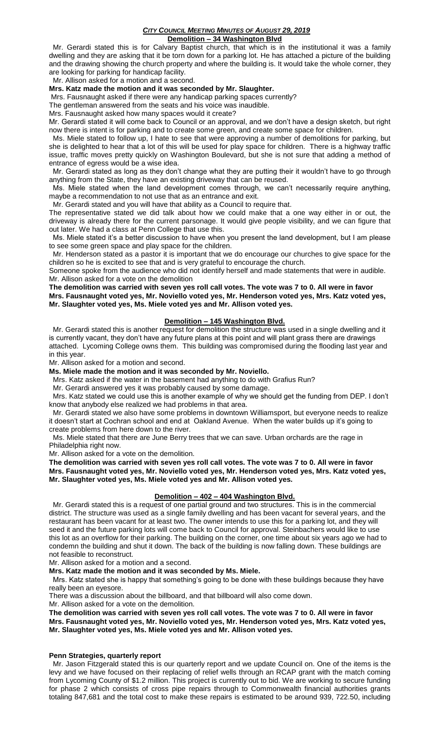## Demolition – 34 Washington Blvd

Mr. Gerardi stated this is for Calvary Baptist church, that which is in the institutional it was a family dwelling and they are asking that it be torn down for a parking lot. He has attached a picture of the building and the drawing showing the church property and where the building is. It would take the whole corner, they are looking for parking for handicap facility.

Mr. Allison asked for a motion and a second.

**Mrs. Katz made the motion and it was seconded by Mr. Slaughter.**

Mrs. Fausnaught asked if there were any handicap parking spaces currently?

The gentleman answered from the seats and his voice was inaudible.

Mrs. Fausnaught asked how many spaces would it create?

Mr. Gerardi stated it will come back to Council or an approval, and we don't have a design sketch, but right now there is intent is for parking and to create some green, and create some space for children.

Ms. Miele stated to follow up, I hate to see that were approving a number of demolitions for parking, but she is delighted to hear that a lot of this will be used for play space for children. There is a highway traffic issue, traffic moves pretty quickly on Washington Boulevard, but she is not sure that adding a method of entrance of egress would be a wise idea.

Mr. Gerardi stated as long as they don't change what they are putting their it wouldn't have to go through anything from the State, they have an existing driveway that can be reused.

Ms. Miele stated when the land development comes through, we can't necessarily require anything, maybe a recommendation to not use that as an entrance and exit.

Mr. Gerardi stated and you will have that ability as a Council to require that.

The representative stated we did talk about how we could make that a one way either in or out, the driveway is already there for the current parsonage. It would give people visibility, and we can figure that out later. We had a class at Penn College that use this.

Ms. Miele stated it's a better discussion to have when you present the land development, but I am please to see some green space and play space for the children.

Mr. Henderson stated as a pastor it is important that we do encourage our churches to give space for the children so he is excited to see that and is very grateful to encourage the church.

Someone spoke from the audience who did not identify herself and made statements that were in audible.

Mr. Allison asked for a vote on the demolition

**The demolition was carried with seven yes roll call votes. The vote was 7 to 0. All were in favor Mrs. Fausnaught voted yes, Mr. Noviello voted yes, Mr. Henderson voted yes, Mrs. Katz voted yes, Mr. Slaughter voted yes, Ms. Miele voted yes and Mr. Allison voted yes.**

## Demolition – 145 Washington Blvd.

Mr. Gerardi stated this is another request for demolition the structure was used in a single dwelling and it is currently vacant, they don't have any future plans at this point and will plant grass there are drawings attached. Lycoming College owns them. This building was compromised during the flooding last year and in this year.

Mr. Allison asked for a motion and second.

**Ms. Miele made the motion and it was seconded by Mr. Noviello.**

Mrs. Katz asked if the water in the basement had anything to do with Grafius Run?

Mr. Gerardi answered yes it was probably caused by some damage.

Mrs. Katz stated we could use this is another example of why we should get the funding from DEP. I don't know that anybody else realized we had problems in that area.

Mr. Gerardi stated we also have some problems in downtown Williamsport, but everyone needs to realize it doesn't start at Cochran school and end at Oakland Avenue. When the water builds up it's going to create problems from here down to the river.

Ms. Miele stated that there are June Berry trees that we can save. Urban orchards are the rage in Philadelphia right now.

Mr. Allison asked for a vote on the demolition.

**The demolition was carried with seven yes roll call votes. The vote was 7 to 0. All were in favor Mrs. Fausnaught voted yes, Mr. Noviello voted yes, Mr. Henderson voted yes, Mrs. Katz voted yes, Mr. Slaughter voted yes, Ms. Miele voted yes and Mr. Allison voted yes.**

## Demolition – 402 – 404 Washington Blvd.

Mr. Gerardi stated this is a request of one partial ground and two structures. This is in the commercial district. The structure was used as a single family dwelling and has been vacant for several years, and the restaurant has been vacant for at least two. The owner intends to use this for a parking lot, and they will seed it and the future parking lots will come back to Council for approval. Steinbachers would like to use this lot as an overflow for their parking. The building on the corner, one time about six years ago we had to condemn the building and shut it down. The back of the building is now falling down. These buildings are not feasible to reconstruct.

Mr. Allison asked for a motion and a second.

**Mrs. Katz made the motion and it was seconded by Ms. Miele.**

Mrs. Katz stated she is happy that something's going to be done with these buildings because they have really been an eyesore.

There was a discussion about the billboard, and that billboard will also come down.

Mr. Allison asked for a vote on the demolition.

**The demolition was carried with seven yes roll call votes. The vote was 7 to 0. All were in favor Mrs. Fausnaught voted yes, Mr. Noviello voted yes, Mr. Henderson voted yes, Mrs. Katz voted yes, Mr. Slaughter voted yes, Ms. Miele voted yes and Mr. Allison voted yes.**

**Penn Strategies, quarterly report**

Mr. Jason Fitzgerald stated this is our quarterly report and we update Council on. One of the items is the levy and we have focused on their replacing of relief wells through an RCAP grant with the match coming from Lycoming County of $1.2 million. This project is currently out to bid. We are working to secure funding for phase 2 which consists of cross pipe repairs through to Commonwealth financial authorities grants totaling 847,681 and the total cost to make these repairs is estimated to be around 939, 722.50, including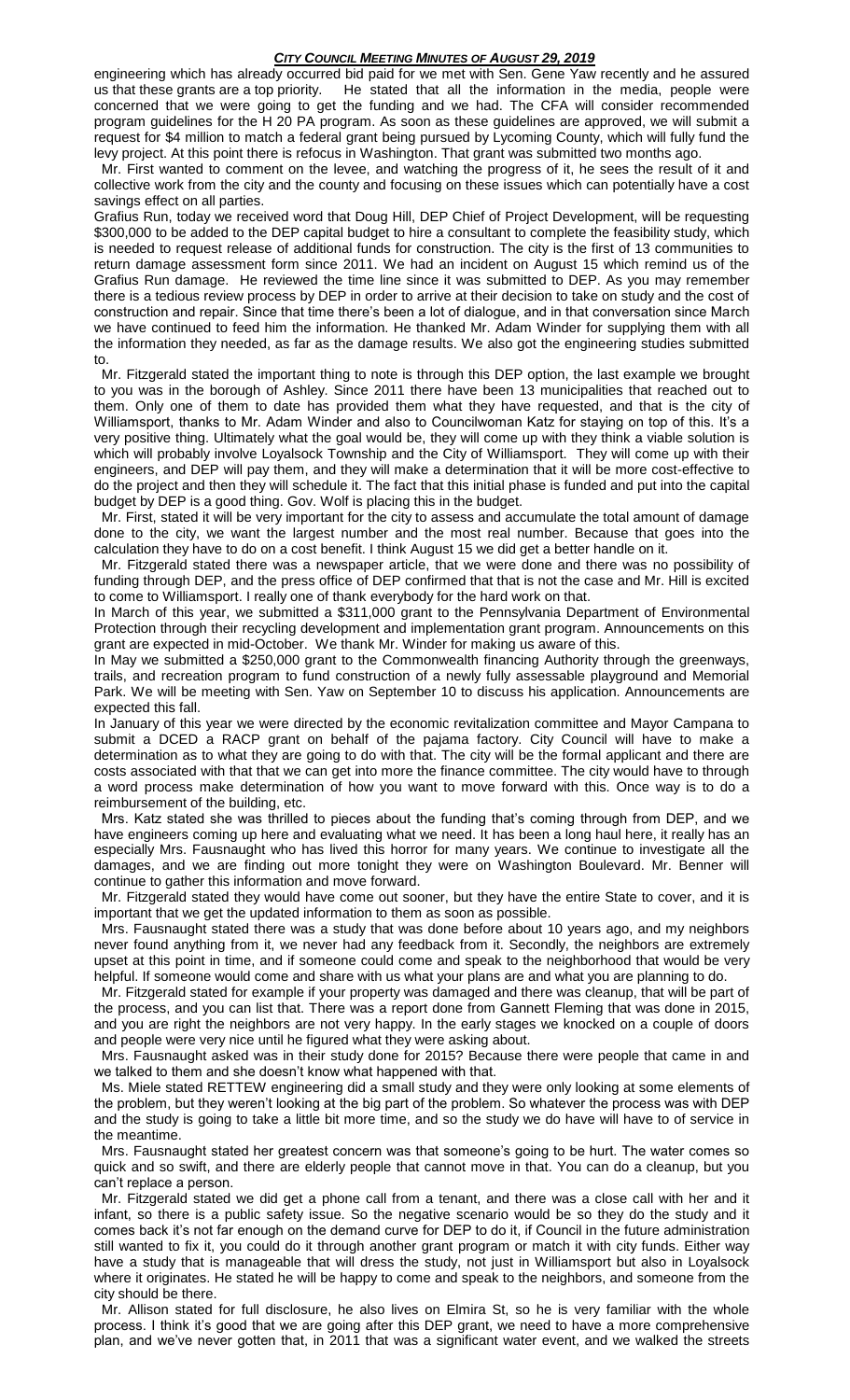engineering which has already occurred bid paid for we met with Sen. Gene Yaw recently and he assured us that these grants are a top priority. He stated that all the information in the media, people were concerned that we were going to get the funding and we had. The CFA will consider recommended program guidelines for the H 20 PA program. As soon as these guidelines are approved, we will submit a request for $4 million to match a federal grant being pursued by Lycoming County, which will fully fund the levy project. At this point there is refocus in Washington. That grant was submitted two months ago.

Mr. First wanted to comment on the levee, and watching the progress of it, he sees the result of it and collective work from the city and the county and focusing on these issues which can potentially have a cost savings effect on all parties.

Grafius Run, today we received word that Doug Hill, DEP Chief of Project Development, will be requesting $300,000 to be added to the DEP capital budget to hire a consultant to complete the feasibility study, which is needed to request release of additional funds for construction. The city is the first of 13 communities to return damage assessment form since 2011. We had an incident on August 15 which remind us of the Grafius Run damage. He reviewed the time line since it was submitted to DEP. As you may remember there is a tedious review process by DEP in order to arrive at their decision to take on study and the cost of construction and repair. Since that time there's been a lot of dialogue, and in that conversation since March we have continued to feed him the information. He thanked Mr. Adam Winder for supplying them with all the information they needed, as far as the damage results. We also got the engineering studies submitted to.

Mr. Fitzgerald stated the important thing to note is through this DEP option, the last example we brought to you was in the borough of Ashley. Since 2011 there have been 13 municipalities that reached out to them. Only one of them to date has provided them what they have requested, and that is the city of Williamsport, thanks to Mr. Adam Winder and also to Councilwoman Katz for staying on top of this. It's a very positive thing. Ultimately what the goal would be, they will come up with they think a viable solution is which will probably involve Loyalsock Township and the City of Williamsport. They will come up with their engineers, and DEP will pay them, and they will make a determination that it will be more cost-effective to do the project and then they will schedule it. The fact that this initial phase is funded and put into the capital budget by DEP is a good thing. Gov. Wolf is placing this in the budget.

Mr. First, stated it will be very important for the city to assess and accumulate the total amount of damage done to the city, we want the largest number and the most real number. Because that goes into the calculation they have to do on a cost benefit. I think August 15 we did get a better handle on it.

Mr. Fitzgerald stated there was a newspaper article, that we were done and there was no possibility of funding through DEP, and the press office of DEP confirmed that that is not the case and Mr. Hill is excited to come to Williamsport. I really one of thank everybody for the hard work on that.

In March of this year, we submitted a $311,000 grant to the Pennsylvania Department of Environmental Protection through their recycling development and implementation grant program. Announcements on this grant are expected in mid-October. We thank Mr. Winder for making us aware of this.

In May we submitted a $250,000 grant to the Commonwealth financing Authority through the greenways, trails, and recreation program to fund construction of a newly fully assessable playground and Memorial Park. We will be meeting with Sen. Yaw on September 10 to discuss his application. Announcements are expected this fall.

In January of this year we were directed by the economic revitalization committee and Mayor Campana to submit a DCED a RACP grant on behalf of the pajama factory. City Council will have to make a determination as to what they are going to do with that. The city will be the formal applicant and there are costs associated with that that we can get into more the finance committee. The city would have to through a word process make determination of how you want to move forward with this. Once way is to do a reimbursement of the building, etc.

Mrs. Katz stated she was thrilled to pieces about the funding that's coming through from DEP, and we have engineers coming up here and evaluating what we need. It has been a long haul here, it really has an especially Mrs. Fausnaught who has lived this horror for many years. We continue to investigate all the damages, and we are finding out more tonight they were on Washington Boulevard. Mr. Benner will continue to gather this information and move forward.

Mr. Fitzgerald stated they would have come out sooner, but they have the entire State to cover, and it is important that we get the updated information to them as soon as possible.

Mrs. Fausnaught stated there was a study that was done before about 10 years ago, and my neighbors never found anything from it, we never had any feedback from it. Secondly, the neighbors are extremely upset at this point in time, and if someone could come and speak to the neighborhood that would be very helpful. If someone would come and share with us what your plans are and what you are planning to do.

Mr. Fitzgerald stated for example if your property was damaged and there was cleanup, that will be part of the process, and you can list that. There was a report done from Gannett Fleming that was done in 2015, and you are right the neighbors are not very happy. In the early stages we knocked on a couple of doors and people were very nice until he figured what they were asking about.

Mrs. Fausnaught asked was in their study done for 2015? Because there were people that came in and we talked to them and she doesn't know what happened with that.

Ms. Miele stated RETTEW engineering did a small study and they were only looking at some elements of the problem, but they weren't looking at the big part of the problem. So whatever the process was with DEP and the study is going to take a little bit more time, and so the study we do have will have to of service in the meantime.

Mrs. Fausnaught stated her greatest concern was that someone's going to be hurt. The water comes so quick and so swift, and there are elderly people that cannot move in that. You can do a cleanup, but you can't replace a person.

Mr. Fitzgerald stated we did get a phone call from a tenant, and there was a close call with her and it infant, so there is a public safety issue. So the negative scenario would be so they do the study and it comes back it's not far enough on the demand curve for DEP to do it, if Council in the future administration still wanted to fix it, you could do it through another grant program or match it with city funds. Either way have a study that is manageable that will dress the study, not just in Williamsport but also in Loyalsock where it originates. He stated he will be happy to come and speak to the neighbors, and someone from the city should be there.

Mr. Allison stated for full disclosure, he also lives on Elmira St, so he is very familiar with the whole process. I think it's good that we are going after this DEP grant, we need to have a more comprehensive plan, and we've never gotten that, in 2011 that was a significant water event, and we walked the streets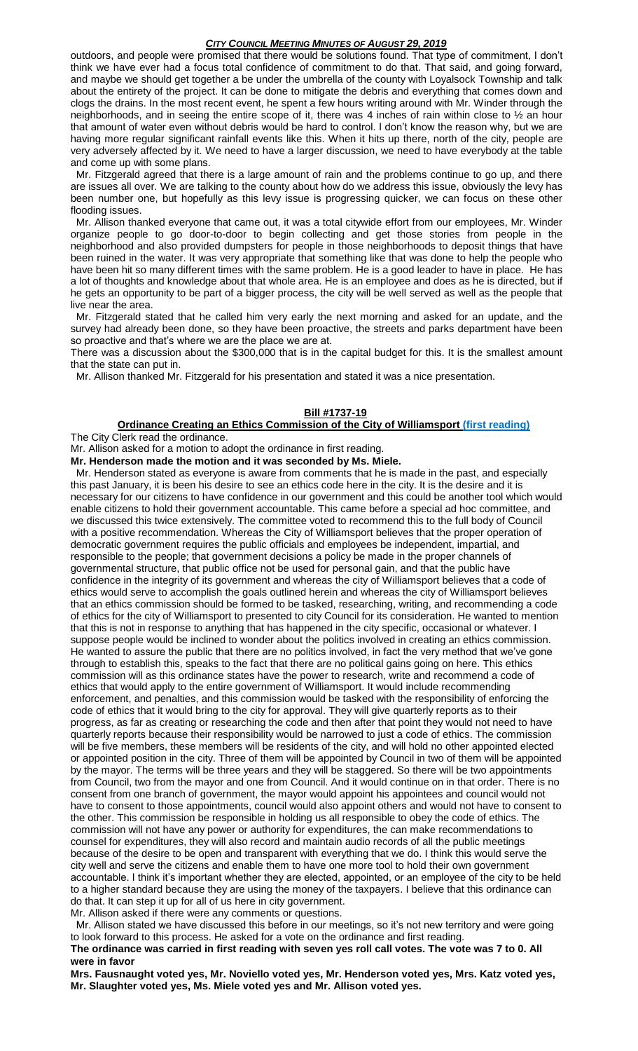outdoors, and people were promised that there would be solutions found. That type of commitment, I don't think we have ever had a focus total confidence of commitment to do that. That said, and going forward, and maybe we should get together a be under the umbrella of the county with Loyalsock Township and talk about the entirety of the project. It can be done to mitigate the debris and everything that comes down and clogs the drains. In the most recent event, he spent a few hours writing around with Mr. Winder through the neighborhoods, and in seeing the entire scope of it, there was 4 inches of rain within close to ½ an hour that amount of water even without debris would be hard to control. I don't know the reason why, but we are having more regular significant rainfall events like this. When it hits up there, north of the city, people are very adversely affected by it. We need to have a larger discussion, we need to have everybody at the table and come up with some plans.

Mr. Fitzgerald agreed that there is a large amount of rain and the problems continue to go up, and there are issues all over. We are talking to the county about how do we address this issue, obviously the levy has been number one, but hopefully as this levy issue is progressing quicker, we can focus on these other flooding issues.

Mr. Allison thanked everyone that came out, it was a total citywide effort from our employees, Mr. Winder organize people to go door-to-door to begin collecting and get those stories from people in the neighborhood and also provided dumpsters for people in those neighborhoods to deposit things that have been ruined in the water. It was very appropriate that something like that was done to help the people who have been hit so many different times with the same problem. He is a good leader to have in place. He has a lot of thoughts and knowledge about that whole area. He is an employee and does as he is directed, but if he gets an opportunity to be part of a bigger process, the city will be well served as well as the people that live near the area.

Mr. Fitzgerald stated that he called him very early the next morning and asked for an update, and the survey had already been done, so they have been proactive, the streets and parks department have been so proactive and that's where we are the place we are at.

There was a discussion about the $300,000 that is in the capital budget for this. It is the smallest amount that the state can put in.

Mr. Allison thanked Mr. Fitzgerald for his presentation and stated it was a nice presentation.

## Bill #1737-19

### Ordinance Creating an Ethics Commission of the City of Williamsport (first reading)

The City Clerk read the ordinance.

Mr. Allison asked for a motion to adopt the ordinance in first reading.

**Mr. Henderson made the motion and it was seconded by Ms. Miele.**

Mr. Henderson stated as everyone is aware from comments that he is made in the past, and especially this past January, it is been his desire to see an ethics code here in the city. It is the desire and it is necessary for our citizens to have confidence in our government and this could be another tool which would enable citizens to hold their government accountable. This came before a special ad hoc committee, and we discussed this twice extensively. The committee voted to recommend this to the full body of Council with a positive recommendation. Whereas the City of Williamsport believes that the proper operation of democratic government requires the public officials and employees be independent, impartial, and responsible to the people; that government decisions a policy be made in the proper channels of governmental structure, that public office not be used for personal gain, and that the public have confidence in the integrity of its government and whereas the city of Williamsport believes that a code of ethics would serve to accomplish the goals outlined herein and whereas the city of Williamsport believes that an ethics commission should be formed to be tasked, researching, writing, and recommending a code of ethics for the city of Williamsport to presented to city Council for its consideration. He wanted to mention that this is not in response to anything that has happened in the city specific, occasional or whatever. I suppose people would be inclined to wonder about the politics involved in creating an ethics commission. He wanted to assure the public that there are no politics involved, in fact the very method that we've gone through to establish this, speaks to the fact that there are no political gains going on here. This ethics commission will as this ordinance states have the power to research, write and recommend a code of ethics that would apply to the entire government of Williamsport. It would include recommending enforcement, and penalties, and this commission would be tasked with the responsibility of enforcing the code of ethics that it would bring to the city for approval. They will give quarterly reports as to their progress, as far as creating or researching the code and then after that point they would not need to have quarterly reports because their responsibility would be narrowed to just a code of ethics. The commission will be five members, these members will be residents of the city, and will hold no other appointed elected or appointed position in the city. Three of them will be appointed by Council in two of them will be appointed by the mayor. The terms will be three years and they will be staggered. So there will be two appointments from Council, two from the mayor and one from Council. And it would continue on in that order. There is no consent from one branch of government, the mayor would appoint his appointees and council would not have to consent to those appointments, council would also appoint others and would not have to consent to the other. This commission be responsible in holding us all responsible to obey the code of ethics. The commission will not have any power or authority for expenditures, the can make recommendations to counsel for expenditures, they will also record and maintain audio records of all the public meetings because of the desire to be open and transparent with everything that we do. I think this would serve the city well and serve the citizens and enable them to have one more tool to hold their own government accountable. I think it's important whether they are elected, appointed, or an employee of the city to be held to a higher standard because they are using the money of the taxpayers. I believe that this ordinance can do that. It can step it up for all of us here in city government.

Mr. Allison asked if there were any comments or questions.

Mr. Allison stated we have discussed this before in our meetings, so it's not new territory and were going to look forward to this process. He asked for a vote on the ordinance and first reading.

**The ordinance was carried in first reading with seven yes roll call votes. The vote was 7 to 0. All were in favor**

**Mrs. Fausnaught voted yes, Mr. Noviello voted yes, Mr. Henderson voted yes, Mrs. Katz voted yes, Mr. Slaughter voted yes, Ms. Miele voted yes and Mr. Allison voted yes.**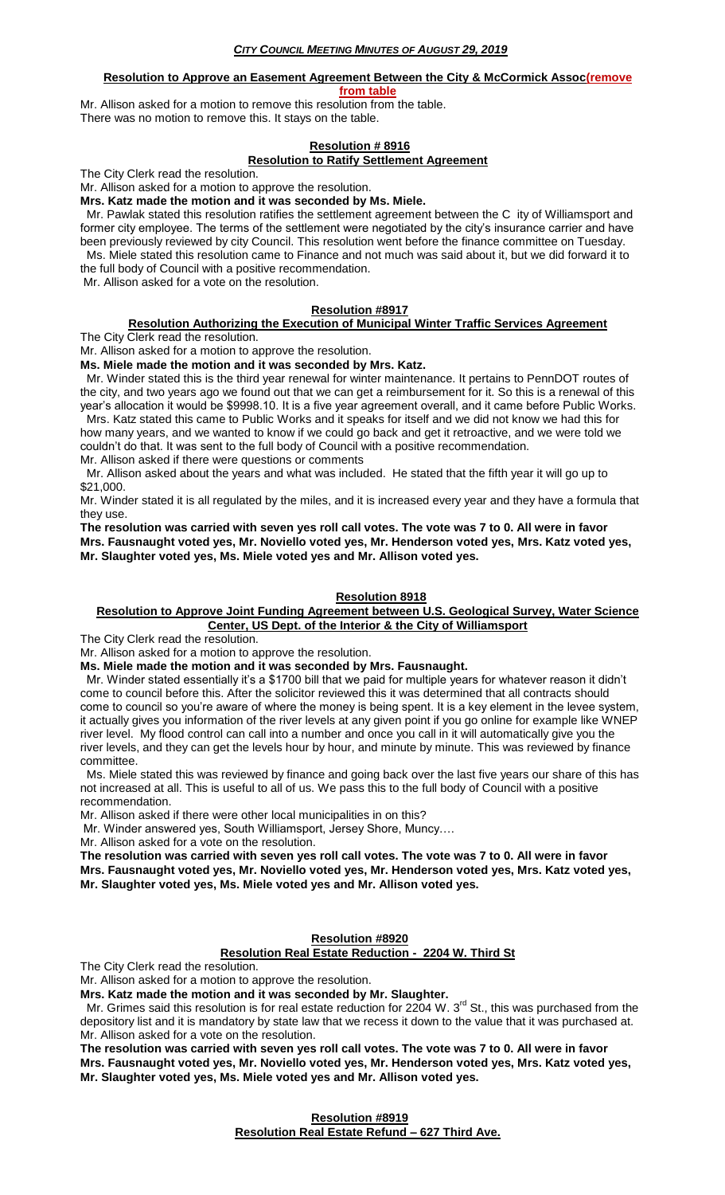**Resolution to Approve an Easement Agreement Between the City & McCormick Assoc(remove from table**

Mr. Allison asked for a motion to remove this resolution from the table.
There was no motion to remove this. It stays on the table.

## Resolution # 8916

**Resolution to Ratify Settlement Agreement**

The City Clerk read the resolution.
Mr. Allison asked for a motion to approve the resolution.
**Mrs. Katz made the motion and it was seconded by Ms. Miele.**

Mr. Pawlak stated this resolution ratifies the settlement agreement between the C ity of Williamsport and former city employee. The terms of the settlement were negotiated by the city's insurance carrier and have been previously reviewed by city Council. This resolution went before the finance committee on Tuesday.

Ms. Miele stated this resolution came to Finance and not much was said about it, but we did forward it to the full body of Council with a positive recommendation.

Mr. Allison asked for a vote on the resolution.

## Resolution #8917

**Resolution Authorizing the Execution of Municipal Winter Traffic Services Agreement**

The City Clerk read the resolution.
Mr. Allison asked for a motion to approve the resolution.
**Ms. Miele made the motion and it was seconded by Mrs. Katz.**

Mr. Winder stated this is the third year renewal for winter maintenance. It pertains to PennDOT routes of the city, and two years ago we found out that we can get a reimbursement for it. So this is a renewal of this year's allocation it would be $9998.10. It is a five year agreement overall, and it came before Public Works.

Mrs. Katz stated this came to Public Works and it speaks for itself and we did not know we had this for how many years, and we wanted to know if we could go back and get it retroactive, and we were told we couldn't do that. It was sent to the full body of Council with a positive recommendation.

Mr. Allison asked if there were questions or comments

Mr. Allison asked about the years and what was included. He stated that the fifth year it will go up to $21,000.

Mr. Winder stated it is all regulated by the miles, and it is increased every year and they have a formula that they use.

**The resolution was carried with seven yes roll call votes. The vote was 7 to 0. All were in favor Mrs. Fausnaught voted yes, Mr. Noviello voted yes, Mr. Henderson voted yes, Mrs. Katz voted yes, Mr. Slaughter voted yes, Ms. Miele voted yes and Mr. Allison voted yes.**

## Resolution 8918

**Resolution to Approve Joint Funding Agreement between U.S. Geological Survey, Water Science Center, US Dept. of the Interior & the City of Williamsport**

The City Clerk read the resolution.
Mr. Allison asked for a motion to approve the resolution.
**Ms. Miele made the motion and it was seconded by Mrs. Fausnaught.**

Mr. Winder stated essentially it's a $1700 bill that we paid for multiple years for whatever reason it didn't come to council before this. After the solicitor reviewed this it was determined that all contracts should come to council so you're aware of where the money is being spent. It is a key element in the levee system, it actually gives you information of the river levels at any given point if you go online for example like WNEP river level. My flood control can call into a number and once you call in it will automatically give you the river levels, and they can get the levels hour by hour, and minute by minute. This was reviewed by finance committee.

Ms. Miele stated this was reviewed by finance and going back over the last five years our share of this has not increased at all. This is useful to all of us. We pass this to the full body of Council with a positive recommendation.

Mr. Allison asked if there were other local municipalities in on this?

Mr. Winder answered yes, South Williamsport, Jersey Shore, Muncy….

Mr. Allison asked for a vote on the resolution.

**The resolution was carried with seven yes roll call votes. The vote was 7 to 0. All were in favor Mrs. Fausnaught voted yes, Mr. Noviello voted yes, Mr. Henderson voted yes, Mrs. Katz voted yes, Mr. Slaughter voted yes, Ms. Miele voted yes and Mr. Allison voted yes.**

## Resolution #8920

**Resolution Real Estate Reduction - 2204 W. Third St**

The City Clerk read the resolution.
Mr. Allison asked for a motion to approve the resolution.
**Mrs. Katz made the motion and it was seconded by Mr. Slaughter.**

Mr. Grimes said this resolution is for real estate reduction for 2204 W. 3rd St., this was purchased from the depository list and it is mandatory by state law that we recess it down to the value that it was purchased at.

Mr. Allison asked for a vote on the resolution.

**The resolution was carried with seven yes roll call votes. The vote was 7 to 0. All were in favor Mrs. Fausnaught voted yes, Mr. Noviello voted yes, Mr. Henderson voted yes, Mrs. Katz voted yes, Mr. Slaughter voted yes, Ms. Miele voted yes and Mr. Allison voted yes.**

## Resolution #8919

**Resolution Real Estate Refund – 627 Third Ave.**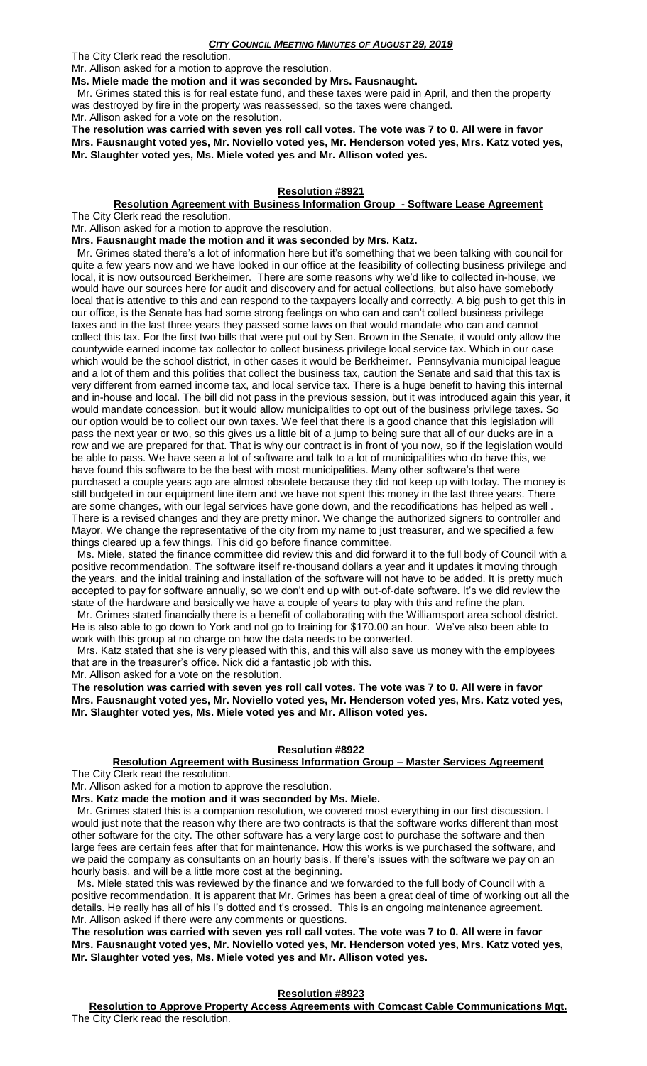The City Clerk read the resolution.

Mr. Allison asked for a motion to approve the resolution.

**Ms. Miele made the motion and it was seconded by Mrs. Fausnaught.**

Mr. Grimes stated this is for real estate fund, and these taxes were paid in April, and then the property was destroyed by fire in the property was reassessed, so the taxes were changed.

Mr. Allison asked for a vote on the resolution.

**The resolution was carried with seven yes roll call votes. The vote was 7 to 0. All were in favor Mrs. Fausnaught voted yes, Mr. Noviello voted yes, Mr. Henderson voted yes, Mrs. Katz voted yes, Mr. Slaughter voted yes, Ms. Miele voted yes and Mr. Allison voted yes.**

## Resolution #8921

### Resolution Agreement with Business Information Group - Software Lease Agreement

The City Clerk read the resolution.

Mr. Allison asked for a motion to approve the resolution.

**Mrs. Fausnaught made the motion and it was seconded by Mrs. Katz.**

Mr. Grimes stated there's a lot of information here but it's something that we been talking with council for quite a few years now and we have looked in our office at the feasibility of collecting business privilege and local, it is now outsourced Berkheimer. There are some reasons why we'd like to collected in-house, we would have our sources here for audit and discovery and for actual collections, but also have somebody local that is attentive to this and can respond to the taxpayers locally and correctly. A big push to get this in our office, is the Senate has had some strong feelings on who can and can't collect business privilege taxes and in the last three years they passed some laws on that would mandate who can and cannot collect this tax. For the first two bills that were put out by Sen. Brown in the Senate, it would only allow the countywide earned income tax collector to collect business privilege local service tax. Which in our case which would be the school district, in other cases it would be Berkheimer. Pennsylvania municipal league and a lot of them and this polities that collect the business tax, caution the Senate and said that this tax is very different from earned income tax, and local service tax. There is a huge benefit to having this internal and in-house and local. The bill did not pass in the previous session, but it was introduced again this year, it would mandate concession, but it would allow municipalities to opt out of the business privilege taxes. So our option would be to collect our own taxes. We feel that there is a good chance that this legislation will pass the next year or two, so this gives us a little bit of a jump to being sure that all of our ducks are in a row and we are prepared for that. That is why our contract is in front of you now, so if the legislation would be able to pass. We have seen a lot of software and talk to a lot of municipalities who do have this, we have found this software to be the best with most municipalities. Many other software's that were purchased a couple years ago are almost obsolete because they did not keep up with today. The money is still budgeted in our equipment line item and we have not spent this money in the last three years. There are some changes, with our legal services have gone down, and the recodifications has helped as well . There is a revised changes and they are pretty minor. We change the authorized signers to controller and Mayor. We change the representative of the city from my name to just treasurer, and we specified a few things cleared up a few things. This did go before finance committee.

Ms. Miele, stated the finance committee did review this and did forward it to the full body of Council with a positive recommendation. The software itself re-thousand dollars a year and it updates it moving through the years, and the initial training and installation of the software will not have to be added. It is pretty much accepted to pay for software annually, so we don't end up with out-of-date software. It's we did review the state of the hardware and basically we have a couple of years to play with this and refine the plan.

Mr. Grimes stated financially there is a benefit of collaborating with the Williamsport area school district. He is also able to go down to York and not go to training for $170.00 an hour. We've also been able to work with this group at no charge on how the data needs to be converted.

Mrs. Katz stated that she is very pleased with this, and this will also save us money with the employees that are in the treasurer's office. Nick did a fantastic job with this.

Mr. Allison asked for a vote on the resolution.

**The resolution was carried with seven yes roll call votes. The vote was 7 to 0. All were in favor Mrs. Fausnaught voted yes, Mr. Noviello voted yes, Mr. Henderson voted yes, Mrs. Katz voted yes, Mr. Slaughter voted yes, Ms. Miele voted yes and Mr. Allison voted yes.**

## Resolution #8922

### Resolution Agreement with Business Information Group – Master Services Agreement

The City Clerk read the resolution.

Mr. Allison asked for a motion to approve the resolution.

**Mrs. Katz made the motion and it was seconded by Ms. Miele.**

Mr. Grimes stated this is a companion resolution, we covered most everything in our first discussion. I would just note that the reason why there are two contracts is that the software works different than most other software for the city. The other software has a very large cost to purchase the software and then large fees are certain fees after that for maintenance. How this works is we purchased the software, and we paid the company as consultants on an hourly basis. If there's issues with the software we pay on an hourly basis, and will be a little more cost at the beginning.

Ms. Miele stated this was reviewed by the finance and we forwarded to the full body of Council with a positive recommendation. It is apparent that Mr. Grimes has been a great deal of time of working out all the details. He really has all of his I's dotted and t's crossed. This is an ongoing maintenance agreement.

Mr. Allison asked if there were any comments or questions.

**The resolution was carried with seven yes roll call votes. The vote was 7 to 0. All were in favor Mrs. Fausnaught voted yes, Mr. Noviello voted yes, Mr. Henderson voted yes, Mrs. Katz voted yes, Mr. Slaughter voted yes, Ms. Miele voted yes and Mr. Allison voted yes.**

## Resolution #8923

### Resolution to Approve Property Access Agreements with Comcast Cable Communications Mgt.

The City Clerk read the resolution.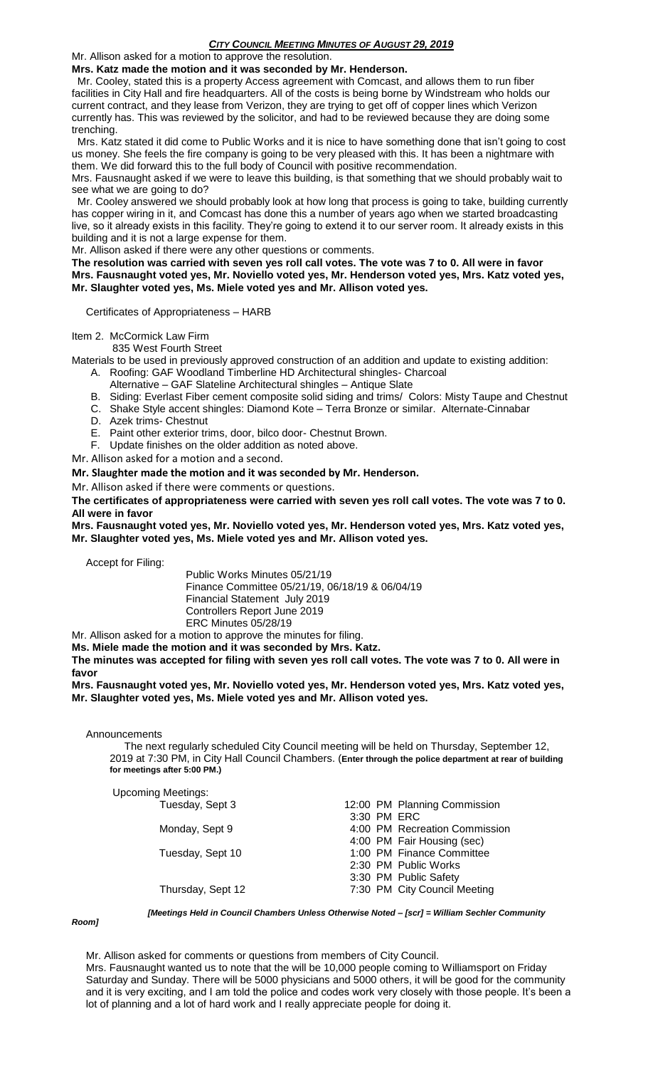Mr. Allison asked for a motion to approve the resolution.

**Mrs. Katz made the motion and it was seconded by Mr. Henderson.**

Mr. Cooley, stated this is a property Access agreement with Comcast, and allows them to run fiber facilities in City Hall and fire headquarters. All of the costs is being borne by Windstream who holds our current contract, and they lease from Verizon, they are trying to get off of copper lines which Verizon currently has. This was reviewed by the solicitor, and had to be reviewed because they are doing some trenching.

Mrs. Katz stated it did come to Public Works and it is nice to have something done that isn't going to cost us money. She feels the fire company is going to be very pleased with this. It has been a nightmare with them. We did forward this to the full body of Council with positive recommendation.

Mrs. Fausnaught asked if we were to leave this building, is that something that we should probably wait to see what we are going to do?

Mr. Cooley answered we should probably look at how long that process is going to take, building currently has copper wiring in it, and Comcast has done this a number of years ago when we started broadcasting live, so it already exists in this facility. They're going to extend it to our server room. It already exists in this building and it is not a large expense for them.

Mr. Allison asked if there were any other questions or comments.

**The resolution was carried with seven yes roll call votes. The vote was 7 to 0. All were in favor Mrs. Fausnaught voted yes, Mr. Noviello voted yes, Mr. Henderson voted yes, Mrs. Katz voted yes, Mr. Slaughter voted yes, Ms. Miele voted yes and Mr. Allison voted yes.**

Certificates of Appropriateness – HARB

Item 2. McCormick Law Firm
835 West Fourth Street

Materials to be used in previously approved construction of an addition and update to existing addition:

A. Roofing: GAF Woodland Timberline HD Architectural shingles- Charcoal
   Alternative – GAF Slateline Architectural shingles – Antique Slate
B. Siding: Everlast Fiber cement composite solid siding and trims/ Colors: Misty Taupe and Chestnut
C. Shake Style accent shingles: Diamond Kote – Terra Bronze or similar. Alternate-Cinnabar
D. Azek trims- Chestnut
E. Paint other exterior trims, door, bilco door- Chestnut Brown.
F. Update finishes on the older addition as noted above.

Mr. Allison asked for a motion and a second.

**Mr. Slaughter made the motion and it was seconded by Mr. Henderson.**

Mr. Allison asked if there were comments or questions.

**The certificates of appropriateness were carried with seven yes roll call votes. The vote was 7 to 0. All were in favor**

**Mrs. Fausnaught voted yes, Mr. Noviello voted yes, Mr. Henderson voted yes, Mrs. Katz voted yes, Mr. Slaughter voted yes, Ms. Miele voted yes and Mr. Allison voted yes.**

Accept for Filing:

Public Works Minutes 05/21/19
Finance Committee 05/21/19, 06/18/19 & 06/04/19
Financial Statement July 2019
Controllers Report June 2019
ERC Minutes 05/28/19

Mr. Allison asked for a motion to approve the minutes for filing.

**Ms. Miele made the motion and it was seconded by Mrs. Katz.**

**The minutes was accepted for filing with seven yes roll call votes. The vote was 7 to 0. All were in favor**

**Mrs. Fausnaught voted yes, Mr. Noviello voted yes, Mr. Henderson voted yes, Mrs. Katz voted yes, Mr. Slaughter voted yes, Ms. Miele voted yes and Mr. Allison voted yes.**

Announcements

The next regularly scheduled City Council meeting will be held on Thursday, September 12, 2019 at 7:30 PM, in City Hall Council Chambers. (**Enter through the police department at rear of building for meetings after 5:00 PM.**)

Upcoming Meetings:

| | |
|---|---|
| Tuesday, Sept 3 | 12:00 PM Planning Commission |
| | 3:30 PM ERC |
| Monday, Sept 9 | 4:00 PM Recreation Commission |
| | 4:00 PM Fair Housing (sec) |
| Tuesday, Sept 10 | 1:00 PM Finance Committee |
| | 2:30 PM Public Works |
| | 3:30 PM Public Safety |
| Thursday, Sept 12 | 7:30 PM City Council Meeting |

***[Meetings Held in Council Chambers Unless Otherwise Noted – [scr] = William Sechler Community Room]***

Mr. Allison asked for comments or questions from members of City Council.

Mrs. Fausnaught wanted us to note that the will be 10,000 people coming to Williamsport on Friday Saturday and Sunday. There will be 5000 physicians and 5000 others, it will be good for the community and it is very exciting, and I am told the police and codes work very closely with those people. It's been a lot of planning and a lot of hard work and I really appreciate people for doing it.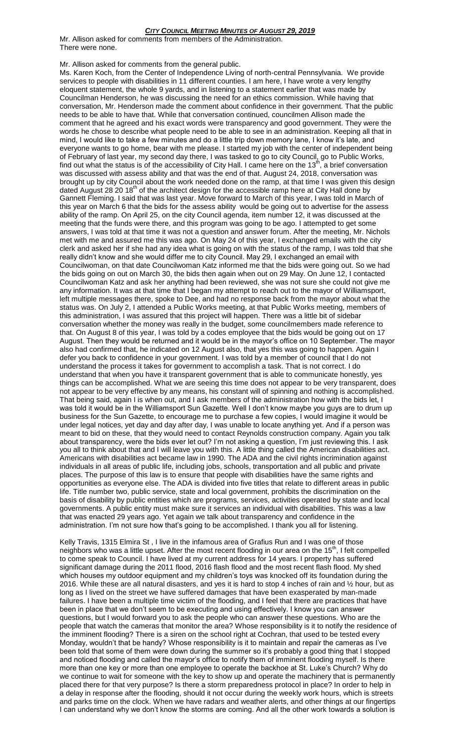Mr. Allison asked for comments from members of the Administration.
There were none.

Mr. Allison asked for comments from the general public.

Ms. Karen Koch, from the Center of Independence Living of north-central Pennsylvania. We provide services to people with disabilities in 11 different counties. I am here, I have wrote a very lengthy eloquent statement, the whole 9 yards, and in listening to a statement earlier that was made by Councilman Henderson, he was discussing the need for an ethics commission. While having that conversation, Mr. Henderson made the comment about confidence in their government. That the public needs to be able to have that. While that conversation continued, councilmen Allison made the comment that he agreed and his exact words were transparency and good government. They were the words he chose to describe what people need to be able to see in an administration. Keeping all that in mind, I would like to take a few minutes and do a little trip down memory lane, I know it's late, and everyone wants to go home, bear with me please. I started my job with the center of independent being of February of last year, my second day there, I was tasked to go to city Council, go to Public Works, find out what the status is of the accessibility of City Hall. I came here on the 13th, a brief conversation was discussed with assess ability and that was the end of that. August 24, 2018, conversation was brought up by city Council about the work needed done on the ramp, at that time I was given this design dated August 28 20 18th of the architect design for the accessible ramp here at City Hall done by Gannett Fleming. I said that was last year. Move forward to March of this year, I was told in March of this year on March 6 that the bids for the assess ability would be going out to advertise for the assess ability of the ramp. On April 25, on the city Council agenda, item number 12, it was discussed at the meeting that the funds were there, and this program was going to be ago. I attempted to get some answers, I was told at that time it was not a question and answer forum. After the meeting, Mr. Nichols met with me and assured me this was ago. On May 24 of this year, I exchanged emails with the city clerk and asked her if she had any idea what is going on with the status of the ramp, I was told that she really didn't know and she would differ me to city Council. May 29, I exchanged an email with Councilwoman, on that date Councilwoman Katz informed me that the bids were going out. So we had the bids going on out on March 30, the bids then again when out on 29 May. On June 12, I contacted Councilwoman Katz and ask her anything had been reviewed, she was not sure she could not give me any information. It was at that time that I began my attempt to reach out to the mayor of Williamsport, left multiple messages there, spoke to Dee, and had no response back from the mayor about what the status was. On July 2, I attended a Public Works meeting, at that Public Works meeting, members of this administration, I was assured that this project will happen. There was a little bit of sidebar conversation whether the money was really in the budget, some councilmembers made reference to that. On August 8 of this year, I was told by a codes employee that the bids would be going out on 17 August. Then they would be returned and it would be in the mayor's office on 10 September. The mayor also had confirmed that, he indicated on 12 August also, that yes this was going to happen. Again I defer you back to confidence in your government. I was told by a member of council that I do not understand the process it takes for government to accomplish a task. That is not correct. I do understand that when you have it transparent government that is able to communicate honestly, yes things can be accomplished. What we are seeing this time does not appear to be very transparent, does not appear to be very effective by any means, his constant will of spinning and nothing is accomplished. That being said, again I is when out, and I ask members of the administration how with the bids let, I was told it would be in the Williamsport Sun Gazette. Well I don't know maybe you guys are to drum up business for the Sun Gazette, to encourage me to purchase a few copies, I would imagine it would be under legal notices, yet day and day after day, I was unable to locate anything yet. And if a person was meant to bid on these, that they would need to contact Reynolds construction company. Again you talk about transparency, were the bids ever let out? I'm not asking a question, I'm just reviewing this. I ask you all to think about that and I will leave you with this. A little thing called the American disabilities act. Americans with disabilities act became law in 1990. The ADA and the civil rights incrimination against individuals in all areas of public life, including jobs, schools, transportation and all public and private places. The purpose of this law is to ensure that people with disabilities have the same rights and opportunities as everyone else. The ADA is divided into five titles that relate to different areas in public life. Title number two, public service, state and local government, prohibits the discrimination on the basis of disability by public entities which are programs, services, activities operated by state and local governments. A public entity must make sure it services an individual with disabilities. This was a law that was enacted 29 years ago. Yet again we talk about transparency and confidence in the administration. I'm not sure how that's going to be accomplished. I thank you all for listening.

Kelly Travis, 1315 Elmira St , I live in the infamous area of Grafius Run and I was one of those neighbors who was a little upset. After the most recent flooding in our area on the 15th, I felt compelled to come speak to Council. I have lived at my current address for 14 years. I property has suffered significant damage during the 2011 flood, 2016 flash flood and the most recent flash flood. My shed which houses my outdoor equipment and my children's toys was knocked off its foundation during the 2016. While these are all natural disasters, and yes it is hard to stop 4 inches of rain and ½ hour, but as long as I lived on the street we have suffered damages that have been exasperated by man-made failures. I have been a multiple time victim of the flooding, and I feel that there are practices that have been in place that we don't seem to be executing and using effectively. I know you can answer questions, but I would forward you to ask the people who can answer these questions. Who are the people that watch the cameras that monitor the area? Whose responsibility is it to notify the residence of the imminent flooding? There is a siren on the school right at Cochran, that used to be tested every Monday, wouldn't that be handy? Whose responsibility is it to maintain and repair the cameras as I've been told that some of them were down during the summer so it's probably a good thing that I stopped and noticed flooding and called the mayor's office to notify them of imminent flooding myself. Is there more than one key or more than one employee to operate the backhoe at St. Luke's Church? Why do we continue to wait for someone with the key to show up and operate the machinery that is permanently placed there for that very purpose? Is there a storm preparedness protocol in place? In order to help in a delay in response after the flooding, should it not occur during the weekly work hours, which is streets and parks time on the clock. When we have radars and weather alerts, and other things at our fingertips I can understand why we don't know the storms are coming. And all the other work towards a solution is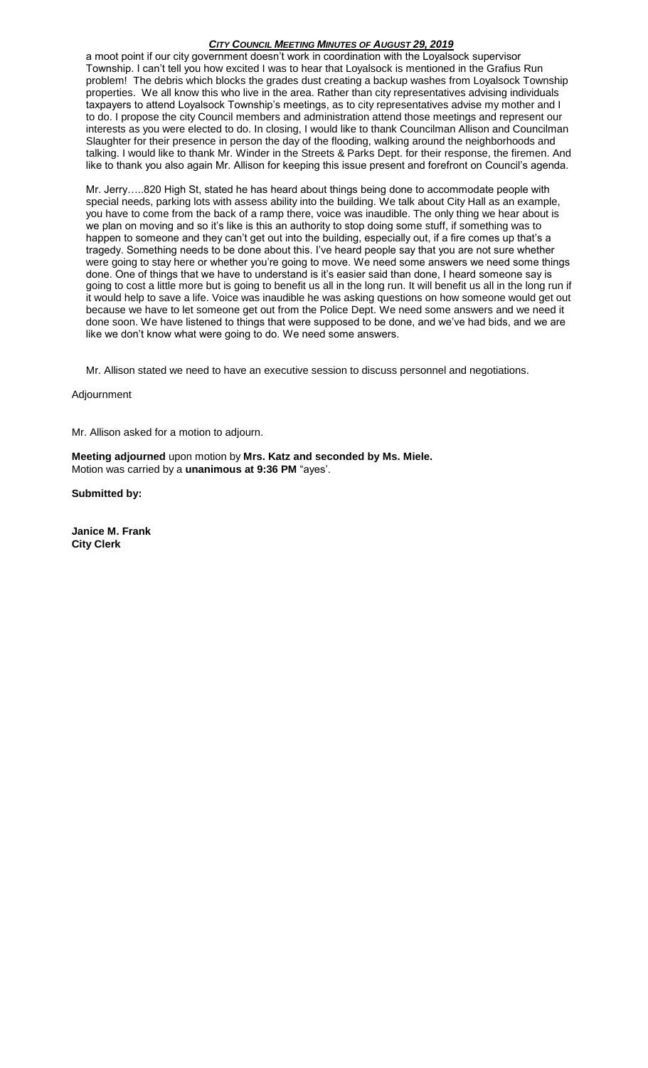a moot point if our city government doesn't work in coordination with the Loyalsock supervisor Township. I can't tell you how excited I was to hear that Loyalsock is mentioned in the Grafius Run problem! The debris which blocks the grades dust creating a backup washes from Loyalsock Township properties. We all know this who live in the area. Rather than city representatives advising individuals taxpayers to attend Loyalsock Township's meetings, as to city representatives advise my mother and I to do. I propose the city Council members and administration attend those meetings and represent our interests as you were elected to do. In closing, I would like to thank Councilman Allison and Councilman Slaughter for their presence in person the day of the flooding, walking around the neighborhoods and talking. I would like to thank Mr. Winder in the Streets & Parks Dept. for their response, the firemen. And like to thank you also again Mr. Allison for keeping this issue present and forefront on Council's agenda.

Mr. Jerry…..820 High St, stated he has heard about things being done to accommodate people with special needs, parking lots with assess ability into the building. We talk about City Hall as an example, you have to come from the back of a ramp there, voice was inaudible. The only thing we hear about is we plan on moving and so it's like is this an authority to stop doing some stuff, if something was to happen to someone and they can't get out into the building, especially out, if a fire comes up that's a tragedy. Something needs to be done about this. I've heard people say that you are not sure whether were going to stay here or whether you're going to move. We need some answers we need some things done. One of things that we have to understand is it's easier said than done, I heard someone say is going to cost a little more but is going to benefit us all in the long run. It will benefit us all in the long run if it would help to save a life. Voice was inaudible he was asking questions on how someone would get out because we have to let someone get out from the Police Dept. We need some answers and we need it done soon. We have listened to things that were supposed to be done, and we've had bids, and we are like we don't know what were going to do. We need some answers.

Mr. Allison stated we need to have an executive session to discuss personnel and negotiations.

Adjournment

Mr. Allison asked for a motion to adjourn.

**Meeting adjourned** upon motion by **Mrs. Katz and seconded by Ms. Miele.**
Motion was carried by a **unanimous at 9:36 PM** "ayes'.

**Submitted by:**

**Janice M. Frank**
**City Clerk**